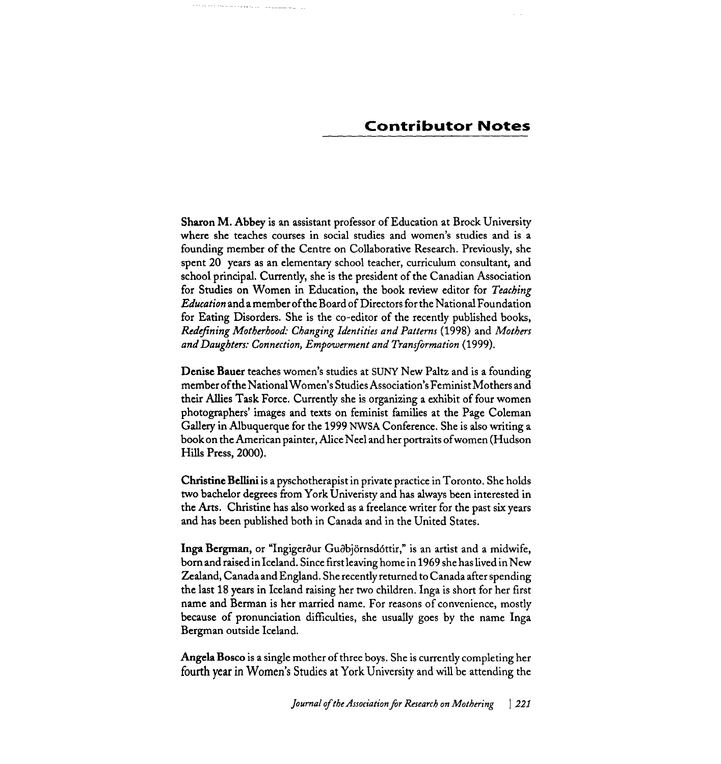# Contributor Notes

**Sharon M. Abbey** is an assistant professor of Education at Brock University where she teaches courses in social studies and women's studies and is a founding member of the Centre on Collaborative Research. Previously, she spent 20 years as an elementary school teacher, curriculum consultant, and school principal. Currently, she is the president of the Canadian Association for Studies on Women in Education, the book review editor for *Teaching Education* and a member of the Board of Directors for the National Foundation for Eating Disorders. She is the co-editor of the recently published books, *Redefining Motherhood: Changing Identities and Patterns* (1998) and *Mothers and Daughters: Connection, Empowerment and Transformation* (1999).

**Denise Bauer** teaches women's studies at SUNY New Paltz and is a founding member of the National Women's Studies Association's Feminist Mothers and their Allies Task Force. Currently she is organizing a exhibit of four women photographers' images and texts on feminist families at the Page Coleman Gallery in Albuquerque for the 1999 NWSA Conference. She is also writing a book on the American painter, Alice Neel and her portraits of women (Hudson Hills Press, 2000).

**Christine Bellini** is a pyschotherapist in private practice in Toronto. She holds two bachelor degrees from York Univeristy and has always been interested in the Arts. Christine has also worked as a freelance writer for the past six years and has been published both in Canada and in the United States.

**Inga Bergman,** or "Ingigerður Guðbjörnsdóttir," is an artist and a midwife, born and raised in Iceland. Since first leaving home in 1969 she has lived in New Zealand, Canada and England. She recently returned to Canada after spending the last 18 years in Iceland raising her two children. Inga is short for her first name and Berman is her married name. For reasons of convenience, mostly because of pronunciation difficulties, she usually goes by the name Inga Bergman outside Iceland.

**Angela Bosco** is a single mother of three boys. She is currently completing her fourth year in Women's Studies at York University and will be attending the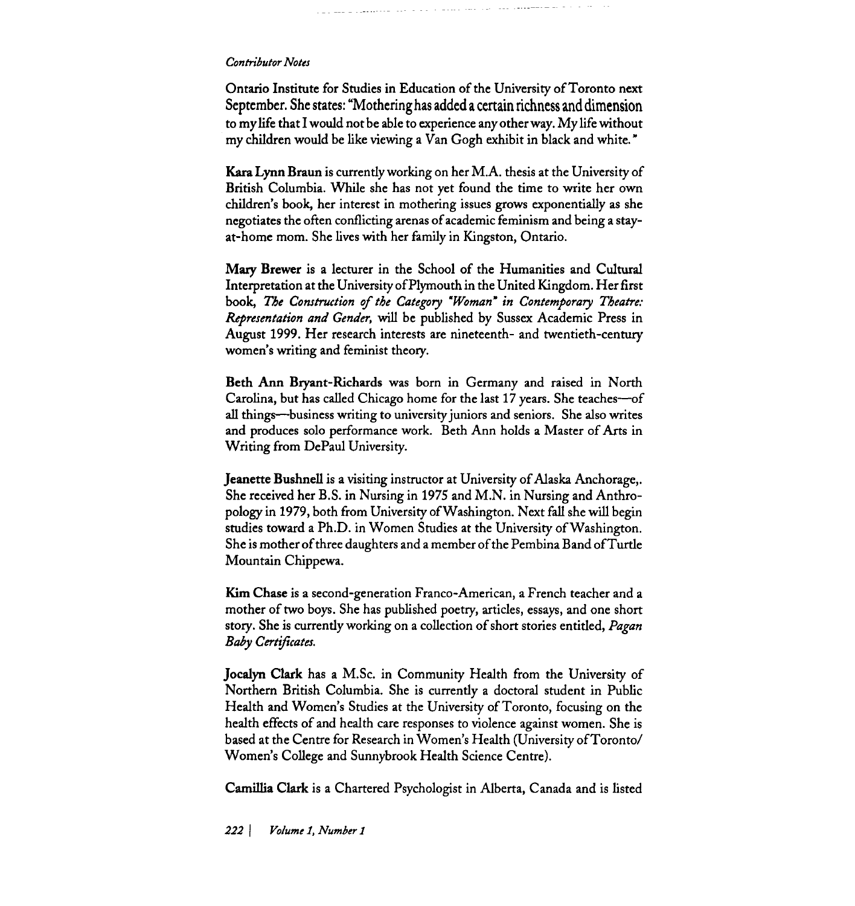Ontario Institute for Studies in Education of the University of Toronto next September. She states: "Mothering has added a certain richness and dimension to my life that I would not be able to experience any other way. My life without my children would be like viewing a Van Gogh exhibit in black and white."

**Kara Lynn Braun** is currently working on her M.A. thesis at the University of British Columbia. While she has not yet found the time to write her own children's book, her interest in mothering issues grows exponentially as she negotiates the often conflicting arenas of academic feminism and being a stay-at-home mom. She lives with her family in Kingston, Ontario.

**Mary Brewer** is a lecturer in the School of the Humanities and Cultural Interpretation at the University of Plymouth in the United Kingdom. Her first book, *The Construction of the Category "Woman" in Contemporary Theatre: Representation and Gender*, will be published by Sussex Academic Press in August 1999. Her research interests are nineteenth- and twentieth-century women's writing and feminist theory.

**Beth Ann Bryant-Richards** was born in Germany and raised in North Carolina, but has called Chicago home for the last 17 years. She teaches—of all things—business writing to university juniors and seniors. She also writes and produces solo performance work. Beth Ann holds a Master of Arts in Writing from DePaul University.

**Jeanette Bushnell** is a visiting instructor at University of Alaska Anchorage,. She received her B.S. in Nursing in 1975 and M.N. in Nursing and Anthropology in 1979, both from University of Washington. Next fall she will begin studies toward a Ph.D. in Women Studies at the University of Washington. She is mother of three daughters and a member of the Pembina Band of Turtle Mountain Chippewa.

**Kim Chase** is a second-generation Franco-American, a French teacher and a mother of two boys. She has published poetry, articles, essays, and one short story. She is currently working on a collection of short stories entitled, *Pagan Baby Certificates.*

**Jocalyn Clark** has a M.Sc. in Community Health from the University of Northern British Columbia. She is currently a doctoral student in Public Health and Women's Studies at the University of Toronto, focusing on the health effects of and health care responses to violence against women. She is based at the Centre for Research in Women's Health (University of Toronto/ Women's College and Sunnybrook Health Science Centre).

**Camillia Clark** is a Chartered Psychologist in Alberta, Canada and is listed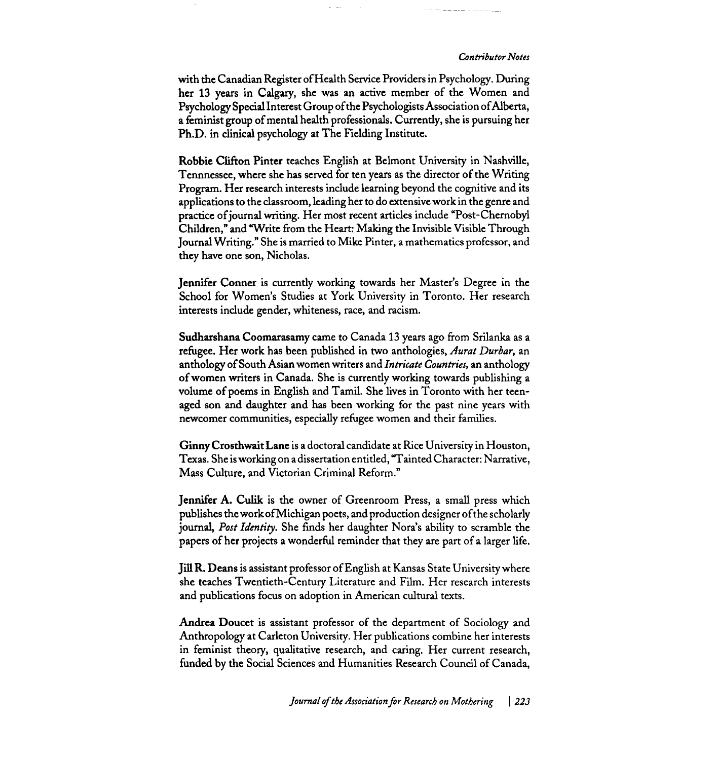with the Canadian Register of Health Service Providers in Psychology. During her 13 years in Calgary, she was an active member of the Women and Psychology Special Interest Group of the Psychologists Association of Alberta, a feminist group of mental health professionals. Currently, she is pursuing her Ph.D. in clinical psychology at The Fielding Institute.

**Robbie Clifton Pinter** teaches English at Belmont University in Nashville, Tennnessee, where she has served for ten years as the director of the Writing Program. Her research interests include learning beyond the cognitive and its applications to the classroom, leading her to do extensive work in the genre and practice of journal writing. Her most recent articles include "Post-Chernobyl Children," and "Write from the Heart: Making the Invisible Visible Through Journal Writing." She is married to Mike Pinter, a mathematics professor, and they have one son, Nicholas.

**Jennifer Conner** is currently working towards her Master's Degree in the School for Women's Studies at York University in Toronto. Her research interests include gender, whiteness, race, and racism.

**Sudharshana Coomarasamy** came to Canada 13 years ago from Srilanka as a refugee. Her work has been published in two anthologies, *Aurat Durbar*, an anthology of South Asian women writers and *Intricate Countries*, an anthology of women writers in Canada. She is currently working towards publishing a volume of poems in English and Tamil. She lives in Toronto with her teen-aged son and daughter and has been working for the past nine years with newcomer communities, especially refugee women and their families.

**Ginny Crosthwait Lane** is a doctoral candidate at Rice University in Houston, Texas. She is working on a dissertation entitled, "Tainted Character: Narrative, Mass Culture, and Victorian Criminal Reform."

**Jennifer A. Culik** is the owner of Greenroom Press, a small press which publishes the work of Michigan poets, and production designer of the scholarly journal, *Post Identity*. She finds her daughter Nora's ability to scramble the papers of her projects a wonderful reminder that they are part of a larger life.

**Jill R. Deans** is assistant professor of English at Kansas State University where she teaches Twentieth-Century Literature and Film. Her research interests and publications focus on adoption in American cultural texts.

**Andrea Doucet** is assistant professor of the department of Sociology and Anthropology at Carleton University. Her publications combine her interests in feminist theory, qualitative research, and caring. Her current research, funded by the Social Sciences and Humanities Research Council of Canada,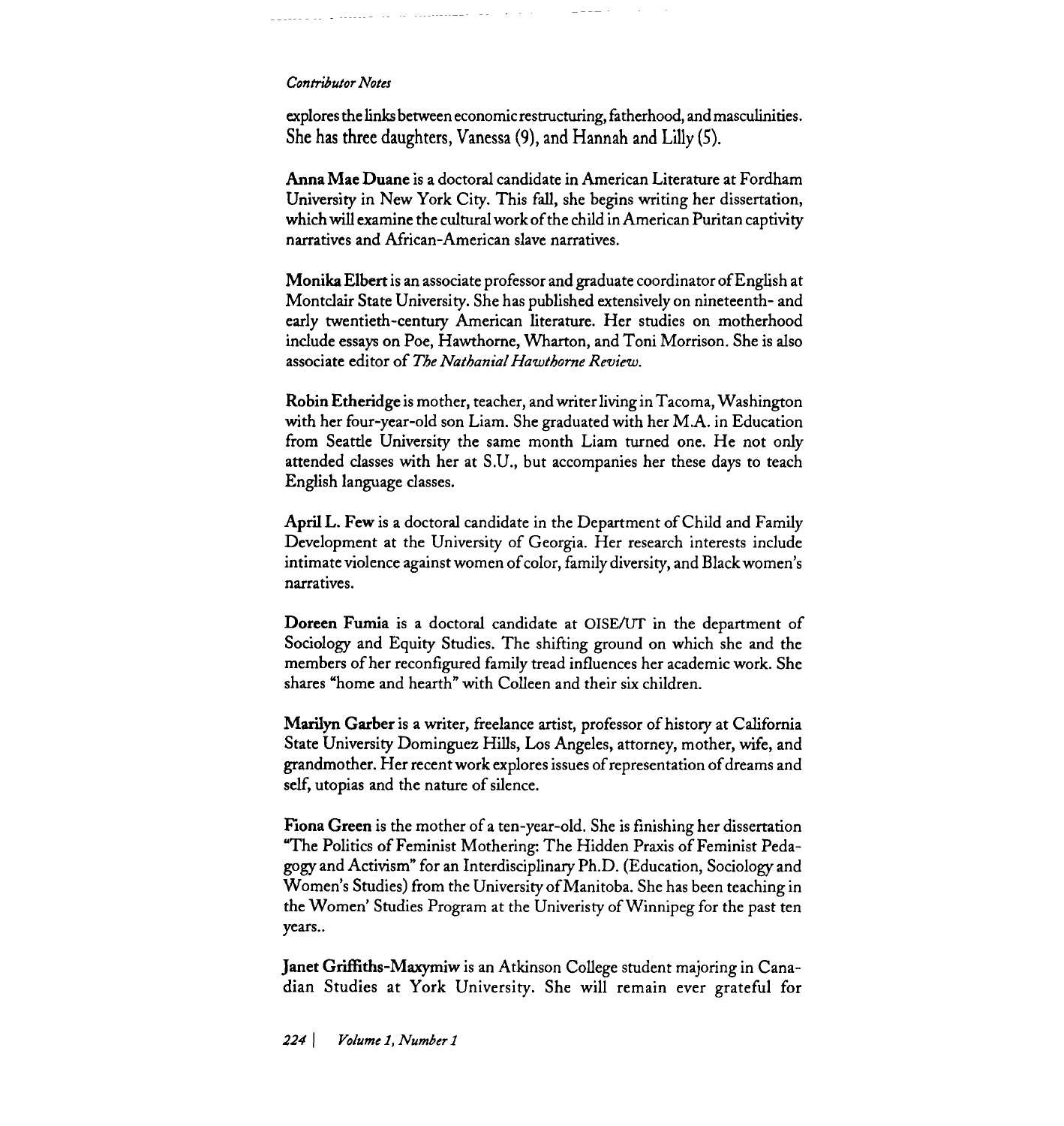explores the links between economic restructuring, fatherhood, and masculinities. She has three daughters, Vanessa (9), and Hannah and Lilly (5).

**Anna Mae Duane** is a doctoral candidate in American Literature at Fordham University in New York City. This fall, she begins writing her dissertation, which will examine the cultural work of the child in American Puritan captivity narratives and African-American slave narratives.

**Monika Elbert** is an associate professor and graduate coordinator of English at Montclair State University. She has published extensively on nineteenth- and early twentieth-century American literature. Her studies on motherhood include essays on Poe, Hawthorne, Wharton, and Toni Morrison. She is also associate editor of *The Nathanial Hawthorne Review*.

**Robin Etheridge** is mother, teacher, and writer living in Tacoma, Washington with her four-year-old son Liam. She graduated with her M.A. in Education from Seattle University the same month Liam turned one. He not only attended classes with her at S.U., but accompanies her these days to teach English language classes.

**April L. Few** is a doctoral candidate in the Department of Child and Family Development at the University of Georgia. Her research interests include intimate violence against women of color, family diversity, and Black women's narratives.

**Doreen Fumia** is a doctoral candidate at OISE/UT in the department of Sociology and Equity Studies. The shifting ground on which she and the members of her reconfigured family tread influences her academic work. She shares "home and hearth" with Colleen and their six children.

**Marilyn Garber** is a writer, freelance artist, professor of history at California State University Dominguez Hills, Los Angeles, attorney, mother, wife, and grandmother. Her recent work explores issues of representation of dreams and self, utopias and the nature of silence.

**Fiona Green** is the mother of a ten-year-old. She is finishing her dissertation "The Politics of Feminist Mothering: The Hidden Praxis of Feminist Pedagogy and Activism" for an Interdisciplinary Ph.D. (Education, Sociology and Women's Studies) from the University of Manitoba. She has been teaching in the Women' Studies Program at the Univeristy of Winnipeg for the past ten years..

**Janet Griffiths-Maxymiw** is an Atkinson College student majoring in Canadian Studies at York University. She will remain ever grateful for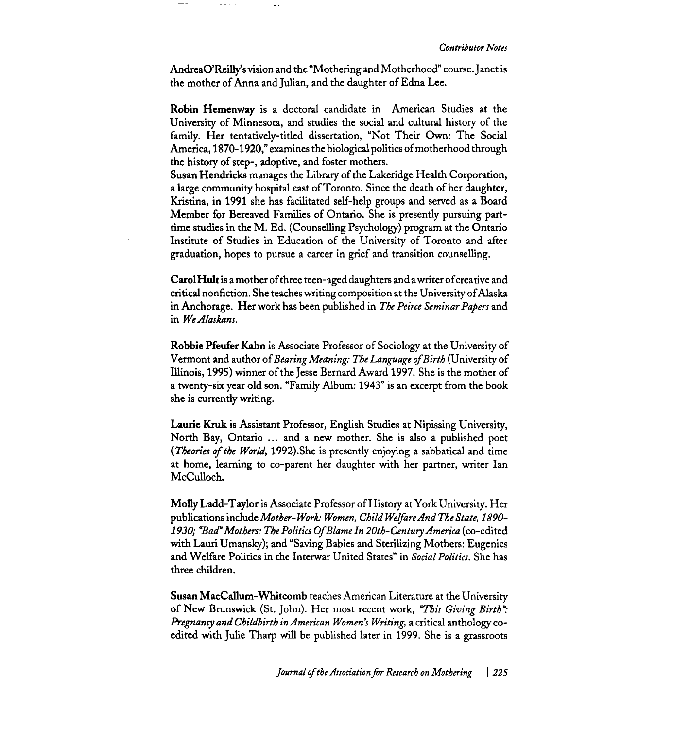AndreaO'Reilly's vision and the "Mothering and Motherhood" course. Janet is the mother of Anna and Julian, and the daughter of Edna Lee.

**Robin Hemenway** is a doctoral candidate in American Studies at the University of Minnesota, and studies the social and cultural history of the family. Her tentatively-titled dissertation, "Not Their Own: The Social America, 1870-1920," examines the biological politics of motherhood through the history of step-, adoptive, and foster mothers.

**Susan Hendricks** manages the Library of the Lakeridge Health Corporation, a large community hospital east of Toronto. Since the death of her daughter, Kristina, in 1991 she has facilitated self-help groups and served as a Board Member for Bereaved Families of Ontario. She is presently pursuing part-time studies in the M. Ed. (Counselling Psychology) program at the Ontario Institute of Studies in Education of the University of Toronto and after graduation, hopes to pursue a career in grief and transition counselling.

**Carol Hult** is a mother of three teen-aged daughters and a writer of creative and critical nonfiction. She teaches writing composition at the University of Alaska in Anchorage. Her work has been published in *The Peirce Seminar Papers* and in *We Alaskans*.

**Robbie Pfeufer Kahn** is Associate Professor of Sociology at the University of Vermont and author of *Bearing Meaning: The Language of Birth* (University of Illinois, 1995) winner of the Jesse Bernard Award 1997. She is the mother of a twenty-six year old son. "Family Album: 1943" is an excerpt from the book she is currently writing.

**Laurie Kruk** is Assistant Professor, English Studies at Nipissing University, North Bay, Ontario ... and a new mother. She is also a published poet (*Theories of the World*, 1992).She is presently enjoying a sabbatical and time at home, learning to co-parent her daughter with her partner, writer Ian McCulloch.

**Molly Ladd-Taylor** is Associate Professor of History at York University. Her publications include *Mother-Work: Women, Child Welfare And The State, 1890-1930; "Bad" Mothers: The Politics Of Blame In 20th-Century America* (co-edited with Lauri Umansky); and "Saving Babies and Sterilizing Mothers: Eugenics and Welfare Politics in the Interwar United States" in *Social Politics*. She has three children.

**Susan MacCallum-Whitcomb** teaches American Literature at the University of New Brunswick (St. John). Her most recent work, *"This Giving Birth": Pregnancy and Childbirth in American Women's Writing*, a critical anthology co-edited with Julie Tharp will be published later in 1999. She is a grassroots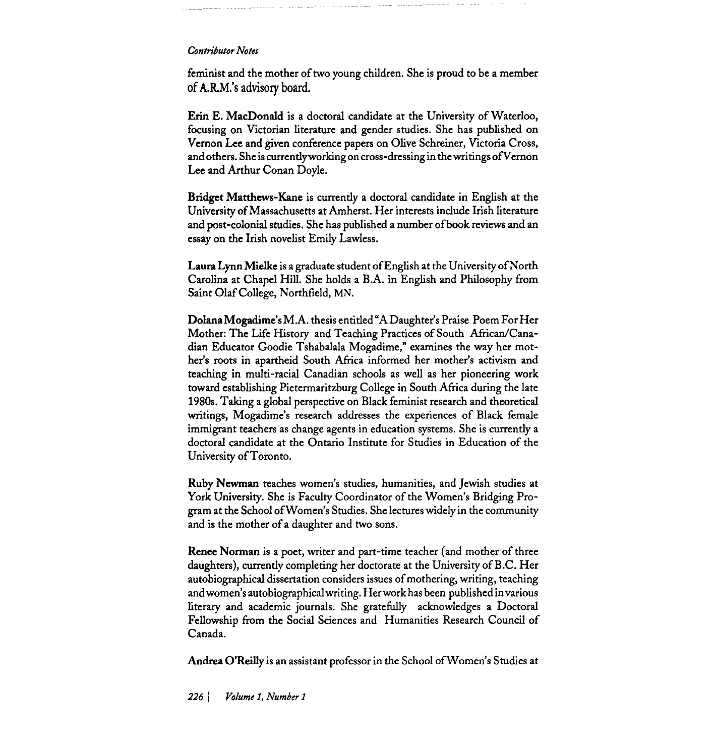feminist and the mother of two young children. She is proud to be a member of A.R.M.'s advisory board.

**Erin E. MacDonald** is a doctoral candidate at the University of Waterloo, focusing on Victorian literature and gender studies. She has published on Vernon Lee and given conference papers on Olive Schreiner, Victoria Cross, and others. She is currently working on cross-dressing in the writings of Vernon Lee and Arthur Conan Doyle.

**Bridget Matthews-Kane** is currently a doctoral candidate in English at the University of Massachusetts at Amherst. Her interests include Irish literature and post-colonial studies. She has published a number of book reviews and an essay on the Irish novelist Emily Lawless.

**Laura Lynn Mielke** is a graduate student of English at the University of North Carolina at Chapel Hill. She holds a B.A. in English and Philosophy from Saint Olaf College, Northfield, MN.

**Dolana Mogadime's** M.A. thesis entitled "A Daughter's Praise Poem For Her Mother: The Life History and Teaching Practices of South African/Canadian Educator Goodie Tshabalala Mogadime," examines the way her mother's roots in apartheid South Africa informed her mother's activism and teaching in multi-racial Canadian schools as well as her pioneering work toward establishing Pietermaritzburg College in South Africa during the late 1980s. Taking a global perspective on Black feminist research and theoretical writings, Mogadime's research addresses the experiences of Black female immigrant teachers as change agents in education systems. She is currently a doctoral candidate at the Ontario Institute for Studies in Education of the University of Toronto.

**Ruby Newman** teaches women's studies, humanities, and Jewish studies at York University. She is Faculty Coordinator of the Women's Bridging Program at the School of Women's Studies. She lectures widely in the community and is the mother of a daughter and two sons.

**Renee Norman** is a poet, writer and part-time teacher (and mother of three daughters), currently completing her doctorate at the University of B.C. Her autobiographical dissertation considers issues of mothering, writing, teaching and women's autobiographical writing. Her work has been published in various literary and academic journals. She gratefully acknowledges a Doctoral Fellowship from the Social Sciences and Humanities Research Council of Canada.

**Andrea O'Reilly** is an assistant professor in the School of Women's Studies at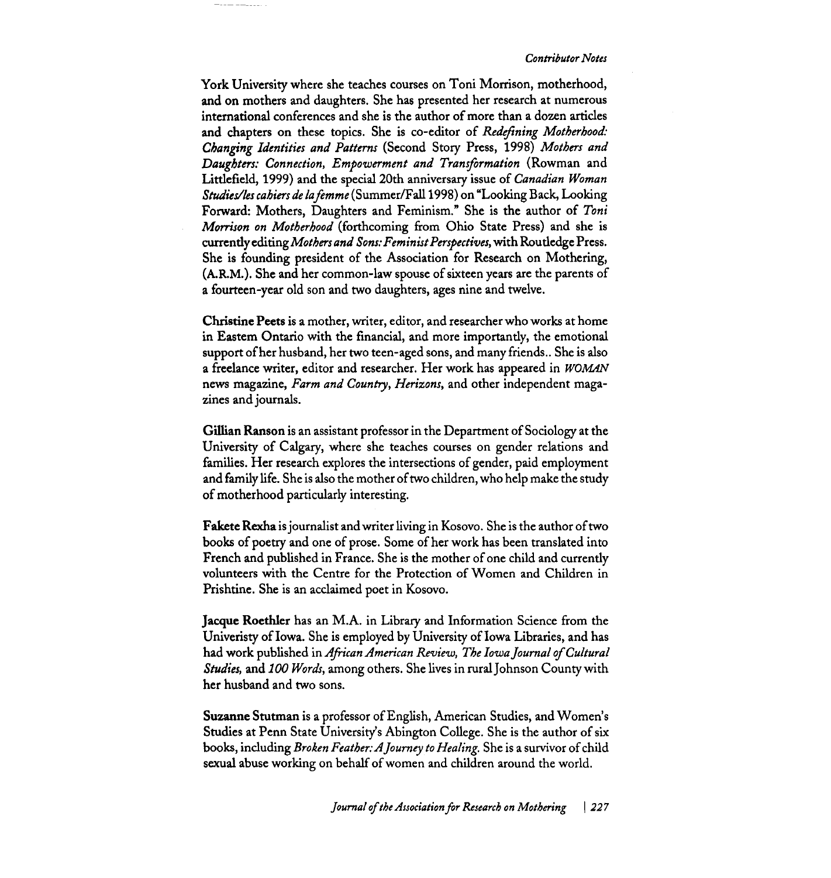York University where she teaches courses on Toni Morrison, motherhood, and on mothers and daughters. She has presented her research at numerous international conferences and she is the author of more than a dozen articles and chapters on these topics. She is co-editor of *Redefining Motherhood: Changing Identities and Patterns* (Second Story Press, 1998) *Mothers and Daughters: Connection, Empowerment and Transformation* (Rowman and Littlefield, 1999) and the special 20th anniversary issue of *Canadian Woman Studies/les cahiers de la femme* (Summer/Fall 1998) on "Looking Back, Looking Forward: Mothers, Daughters and Feminism." She is the author of *Toni Morrison on Motherhood* (forthcoming from Ohio State Press) and she is currently editing *Mothers and Sons: Feminist Perspectives*, with Routledge Press. She is founding president of the Association for Research on Mothering, (A.R.M.). She and her common-law spouse of sixteen years are the parents of a fourteen-year old son and two daughters, ages nine and twelve.

**Christine Peets** is a mother, writer, editor, and researcher who works at home in Eastern Ontario with the financial, and more importantly, the emotional support of her husband, her two teen-aged sons, and many friends.. She is also a freelance writer, editor and researcher. Her work has appeared in *WOMAN* news magazine, *Farm and Country*, *Herizons*, and other independent magazines and journals.

**Gillian Ranson** is an assistant professor in the Department of Sociology at the University of Calgary, where she teaches courses on gender relations and families. Her research explores the intersections of gender, paid employment and family life. She is also the mother of two children, who help make the study of motherhood particularly interesting.

**Fakete Rexha** is journalist and writer living in Kosovo. She is the author of two books of poetry and one of prose. Some of her work has been translated into French and published in France. She is the mother of one child and currently volunteers with the Centre for the Protection of Women and Children in Prishtine. She is an acclaimed poet in Kosovo.

**Jacque Roethler** has an M.A. in Library and Information Science from the Univeristy of Iowa. She is employed by University of Iowa Libraries, and has had work published in *African American Review*, *The Iowa Journal of Cultural Studies*, and *100 Words*, among others. She lives in rural Johnson County with her husband and two sons.

**Suzanne Stutman** is a professor of English, American Studies, and Women's Studies at Penn State University's Abington College. She is the author of six books, including *Broken Feather: A Journey to Healing*. She is a survivor of child sexual abuse working on behalf of women and children around the world.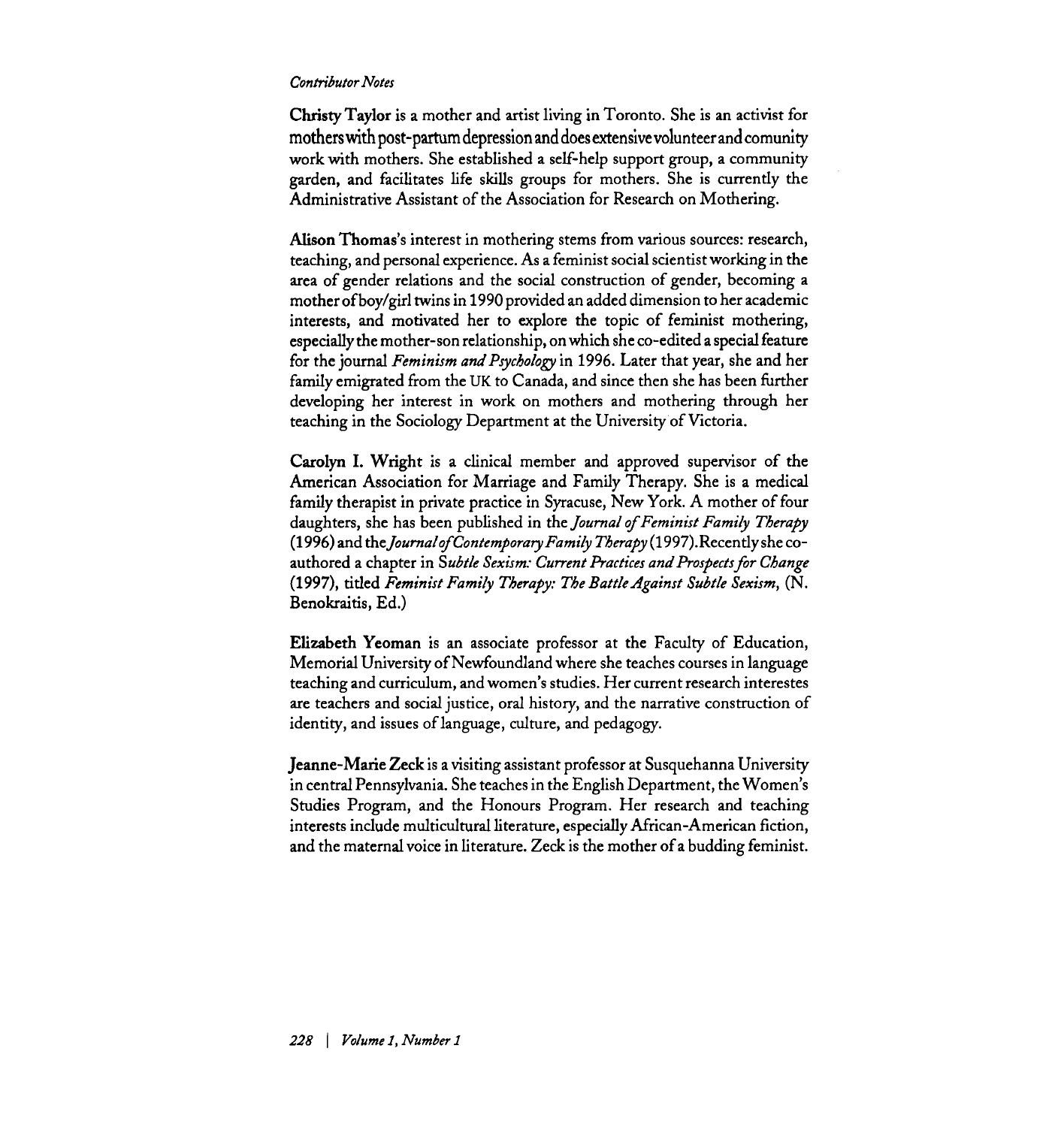*Contributor Notes*

**Christy Taylor** is a mother and artist living in Toronto. She is an activist for mothers with post-partum depression and does extensive volunteer and comunity work with mothers. She established a self-help support group, a community garden, and facilitates life skills groups for mothers. She is currently the Administrative Assistant of the Association for Research on Mothering.

**Alison Thomas**'s interest in mothering stems from various sources: research, teaching, and personal experience. As a feminist social scientist working in the area of gender relations and the social construction of gender, becoming a mother of boy/girl twins in 1990 provided an added dimension to her academic interests, and motivated her to explore the topic of feminist mothering, especially the mother-son relationship, on which she co-edited a special feature for the journal *Feminism and Psychology* in 1996. Later that year, she and her family emigrated from the UK to Canada, and since then she has been further developing her interest in work on mothers and mothering through her teaching in the Sociology Department at the University of Victoria.

**Carolyn I. Wright** is a clinical member and approved supervisor of the American Association for Marriage and Family Therapy. She is a medical family therapist in private practice in Syracuse, New York. A mother of four daughters, she has been published in the *Journal of Feminist Family Therapy* (1996) and the *Journal of Contemporary Family Therapy* (1997). Recently she co-authored a chapter in *Subtle Sexism: Current Practices and Prospects for Change* (1997), titled *Feminist Family Therapy: The Battle Against Subtle Sexism*, (N. Benokraitis, Ed.)

**Elizabeth Yeoman** is an associate professor at the Faculty of Education, Memorial University of Newfoundland where she teaches courses in language teaching and curriculum, and women's studies. Her current research interestes are teachers and social justice, oral history, and the narrative construction of identity, and issues of language, culture, and pedagogy.

**Jeanne-Marie Zeck** is a visiting assistant professor at Susquehanna University in central Pennsylvania. She teaches in the English Department, the Women's Studies Program, and the Honours Program. Her research and teaching interests include multicultural literature, especially African-American fiction, and the maternal voice in literature. Zeck is the mother of a budding feminist.